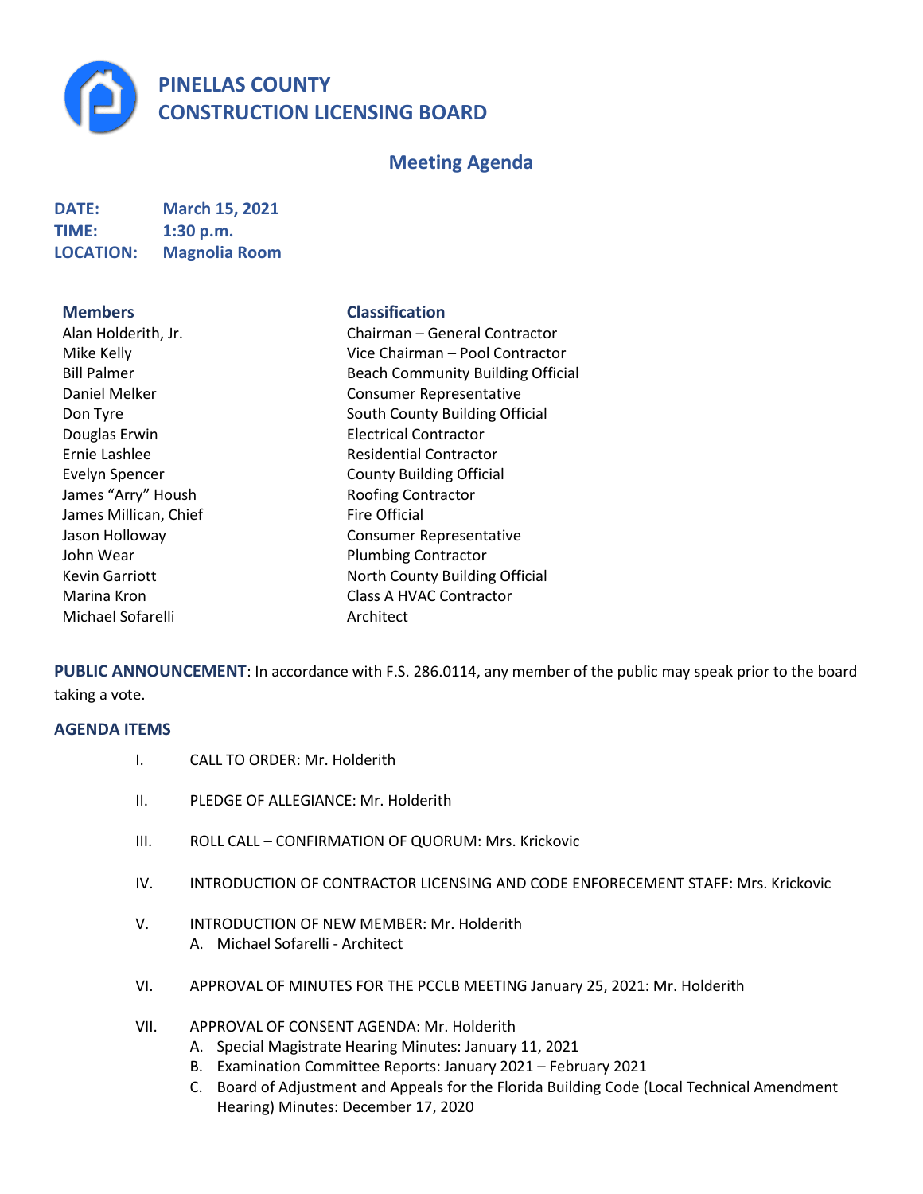# PINELLAS COUNTY CONSTRUCTION LICENSING BOARD

## Meeting Agenda

**DATE:** March 15, 2021
**TIME:** 1:30 p.m.
**LOCATION:** Magnolia Room

| Members | Classification |
|---|---|
| Alan Holderith, Jr. | Chairman – General Contractor |
| Mike Kelly | Vice Chairman – Pool Contractor |
| Bill Palmer | Beach Community Building Official |
| Daniel Melker | Consumer Representative |
| Don Tyre | South County Building Official |
| Douglas Erwin | Electrical Contractor |
| Ernie Lashlee | Residential Contractor |
| Evelyn Spencer | County Building Official |
| James "Arry" Housh | Roofing Contractor |
| James Millican, Chief | Fire Official |
| Jason Holloway | Consumer Representative |
| John Wear | Plumbing Contractor |
| Kevin Garriott | North County Building Official |
| Marina Kron | Class A HVAC Contractor |
| Michael Sofarelli | Architect |

**PUBLIC ANNOUNCEMENT**: In accordance with F.S. 286.0114, any member of the public may speak prior to the board taking a vote.

### AGENDA ITEMS

I. CALL TO ORDER: Mr. Holderith

II. PLEDGE OF ALLEGIANCE: Mr. Holderith

III. ROLL CALL – CONFIRMATION OF QUORUM: Mrs. Krickovic

IV. INTRODUCTION OF CONTRACTOR LICENSING AND CODE ENFORECEMENT STAFF: Mrs. Krickovic

V. INTRODUCTION OF NEW MEMBER: Mr. Holderith
   A. Michael Sofarelli - Architect

VI. APPROVAL OF MINUTES FOR THE PCCLB MEETING January 25, 2021: Mr. Holderith

VII. APPROVAL OF CONSENT AGENDA: Mr. Holderith
   A. Special Magistrate Hearing Minutes: January 11, 2021
   B. Examination Committee Reports: January 2021 – February 2021
   C. Board of Adjustment and Appeals for the Florida Building Code (Local Technical Amendment Hearing) Minutes: December 17, 2020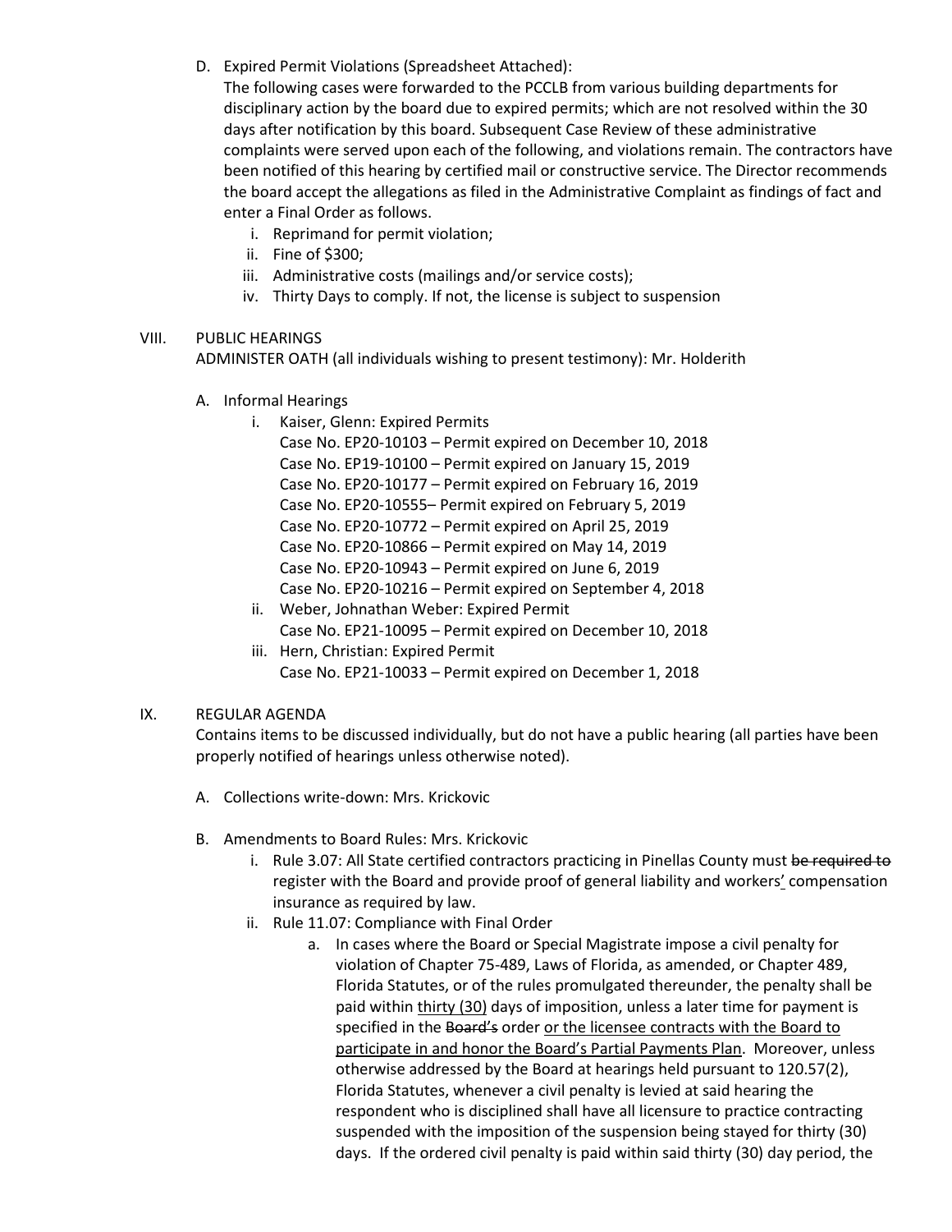D. Expired Permit Violations (Spreadsheet Attached):

The following cases were forwarded to the PCCLB from various building departments for disciplinary action by the board due to expired permits; which are not resolved within the 30 days after notification by this board. Subsequent Case Review of these administrative complaints were served upon each of the following, and violations remain. The contractors have been notified of this hearing by certified mail or constructive service. The Director recommends the board accept the allegations as filed in the Administrative Complaint as findings of fact and enter a Final Order as follows.

i. Reprimand for permit violation;
ii. Fine of $300;
iii. Administrative costs (mailings and/or service costs);
iv. Thirty Days to comply. If not, the license is subject to suspension

VIII. PUBLIC HEARINGS

ADMINISTER OATH (all individuals wishing to present testimony): Mr. Holderith

A. Informal Hearings

i. Kaiser, Glenn: Expired Permits
   Case No. EP20-10103 – Permit expired on December 10, 2018
   Case No. EP19-10100 – Permit expired on January 15, 2019
   Case No. EP20-10177 – Permit expired on February 16, 2019
   Case No. EP20-10555– Permit expired on February 5, 2019
   Case No. EP20-10772 – Permit expired on April 25, 2019
   Case No. EP20-10866 – Permit expired on May 14, 2019
   Case No. EP20-10943 – Permit expired on June 6, 2019
   Case No. EP20-10216 – Permit expired on September 4, 2018
ii. Weber, Johnathan Weber: Expired Permit
   Case No. EP21-10095 – Permit expired on December 10, 2018
iii. Hern, Christian: Expired Permit
   Case No. EP21-10033 – Permit expired on December 1, 2018

IX. REGULAR AGENDA

Contains items to be discussed individually, but do not have a public hearing (all parties have been properly notified of hearings unless otherwise noted).

A. Collections write-down: Mrs. Krickovic

B. Amendments to Board Rules: Mrs. Krickovic

i. Rule 3.07: All State certified contractors practicing in Pinellas County must ~~be required to~~ register with the Board and provide proof of general liability and workers<u>'</u> compensation insurance as required by law.
ii. Rule 11.07: Compliance with Final Order
   a. In cases where the Board or Special Magistrate impose a civil penalty for violation of Chapter 75-489, Laws of Florida, as amended, or Chapter 489, Florida Statutes, or of the rules promulgated thereunder, the penalty shall be paid within <u>thirty (30)</u> days of imposition, unless a later time for payment is specified in the ~~Board's~~ order <u>or the licensee contracts with the Board to participate in and honor the Board's Partial Payments Plan</u>. Moreover, unless otherwise addressed by the Board at hearings held pursuant to 120.57(2), Florida Statutes, whenever a civil penalty is levied at said hearing the respondent who is disciplined shall have all licensure to practice contracting suspended with the imposition of the suspension being stayed for thirty (30) days. If the ordered civil penalty is paid within said thirty (30) day period, the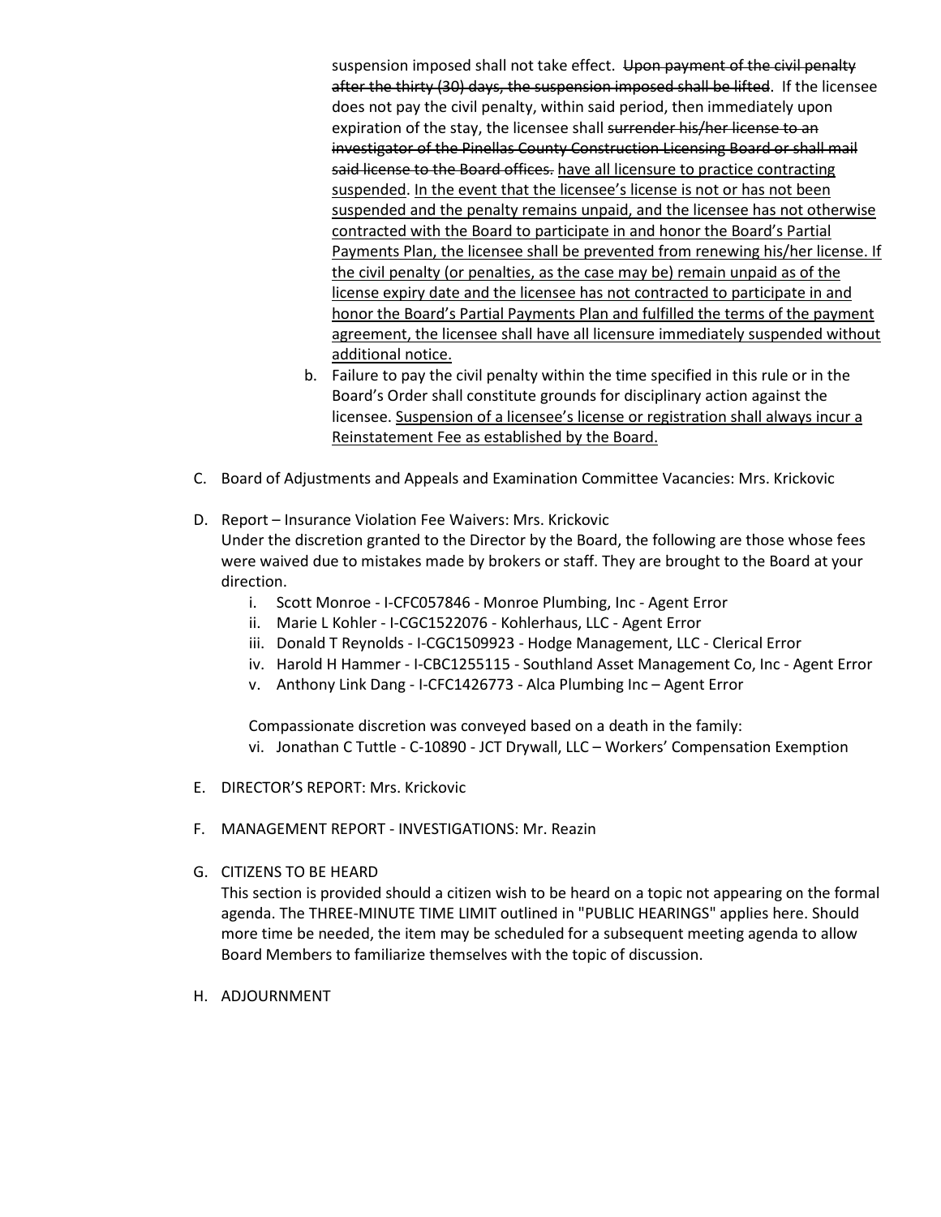suspension imposed shall not take effect. ~~Upon payment of the civil penalty after the thirty (30) days, the suspension imposed shall be lifted~~. If the licensee does not pay the civil penalty, within said period, then immediately upon expiration of the stay, the licensee shall ~~surrender his/her license to an investigator of the Pinellas County Construction Licensing Board or shall mail said license to the Board offices.~~ <u>have all licensure to practice contracting suspended</u>. <u>In the event that the licensee's license is not or has not been suspended and the penalty remains unpaid, and the licensee has not otherwise contracted with the Board to participate in and honor the Board's Partial Payments Plan, the licensee shall be prevented from renewing his/her license. If the civil penalty (or penalties, as the case may be) remain unpaid as of the license expiry date and the licensee has not contracted to participate in and honor the Board's Partial Payments Plan and fulfilled the terms of the payment agreement, the licensee shall have all licensure immediately suspended without additional notice.</u>

b. Failure to pay the civil penalty within the time specified in this rule or in the Board's Order shall constitute grounds for disciplinary action against the licensee. <u>Suspension of a licensee's license or registration shall always incur a Reinstatement Fee as established by the Board.</u>

C. Board of Adjustments and Appeals and Examination Committee Vacancies: Mrs. Krickovic

D. Report – Insurance Violation Fee Waivers: Mrs. Krickovic

Under the discretion granted to the Director by the Board, the following are those whose fees were waived due to mistakes made by brokers or staff. They are brought to the Board at your direction.

i. Scott Monroe - I-CFC057846 - Monroe Plumbing, Inc - Agent Error
ii. Marie L Kohler - I-CGC1522076 - Kohlerhaus, LLC - Agent Error
iii. Donald T Reynolds - I-CGC1509923 - Hodge Management, LLC - Clerical Error
iv. Harold H Hammer - I-CBC1255115 - Southland Asset Management Co, Inc - Agent Error
v. Anthony Link Dang - I-CFC1426773 - Alca Plumbing Inc – Agent Error

Compassionate discretion was conveyed based on a death in the family:

vi. Jonathan C Tuttle - C-10890 - JCT Drywall, LLC – Workers' Compensation Exemption

E. DIRECTOR'S REPORT: Mrs. Krickovic

F. MANAGEMENT REPORT - INVESTIGATIONS: Mr. Reazin

G. CITIZENS TO BE HEARD

This section is provided should a citizen wish to be heard on a topic not appearing on the formal agenda. The THREE-MINUTE TIME LIMIT outlined in "PUBLIC HEARINGS" applies here. Should more time be needed, the item may be scheduled for a subsequent meeting agenda to allow Board Members to familiarize themselves with the topic of discussion.

H. ADJOURNMENT